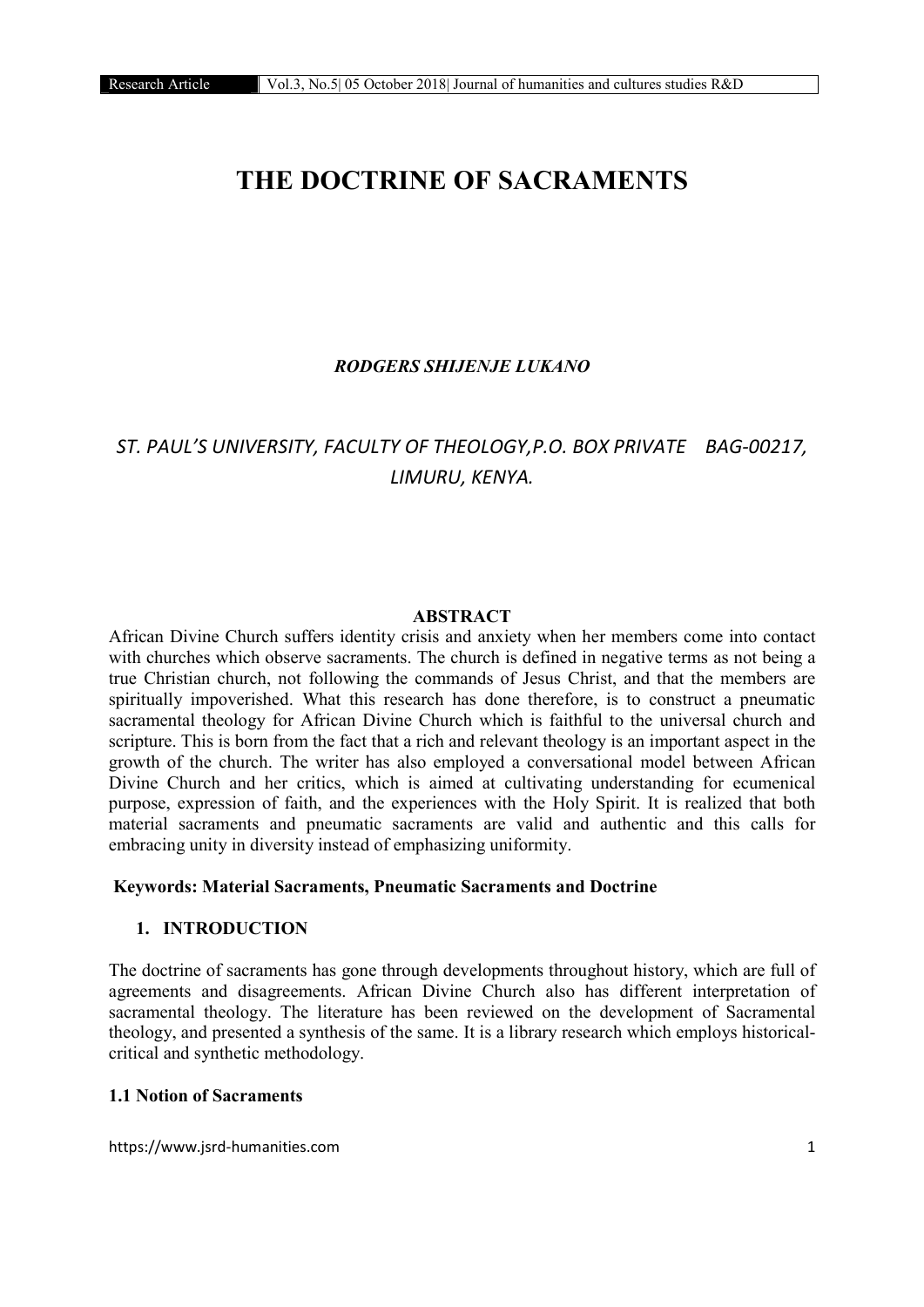# THE DOCTRINE OF SACRAMENTS

***RODGERS SHIJENJE LUKANO***

*ST. PAUL'S UNIVERSITY, FACULTY OF THEOLOGY, P.O. BOX PRIVATE BAG-00217, LIMURU, KENYA.*

## ABSTRACT

African Divine Church suffers identity crisis and anxiety when her members come into contact with churches which observe sacraments. The church is defined in negative terms as not being a true Christian church, not following the commands of Jesus Christ, and that the members are spiritually impoverished. What this research has done therefore, is to construct a pneumatic sacramental theology for African Divine Church which is faithful to the universal church and scripture. This is born from the fact that a rich and relevant theology is an important aspect in the growth of the church. The writer has also employed a conversational model between African Divine Church and her critics, which is aimed at cultivating understanding for ecumenical purpose, expression of faith, and the experiences with the Holy Spirit. It is realized that both material sacraments and pneumatic sacraments are valid and authentic and this calls for embracing unity in diversity instead of emphasizing uniformity.

**Keywords: Material Sacraments, Pneumatic Sacraments and Doctrine**

## 1. INTRODUCTION

The doctrine of sacraments has gone through developments throughout history, which are full of agreements and disagreements. African Divine Church also has different interpretation of sacramental theology. The literature has been reviewed on the development of Sacramental theology, and presented a synthesis of the same. It is a library research which employs historical-critical and synthetic methodology.

### 1.1 Notion of Sacraments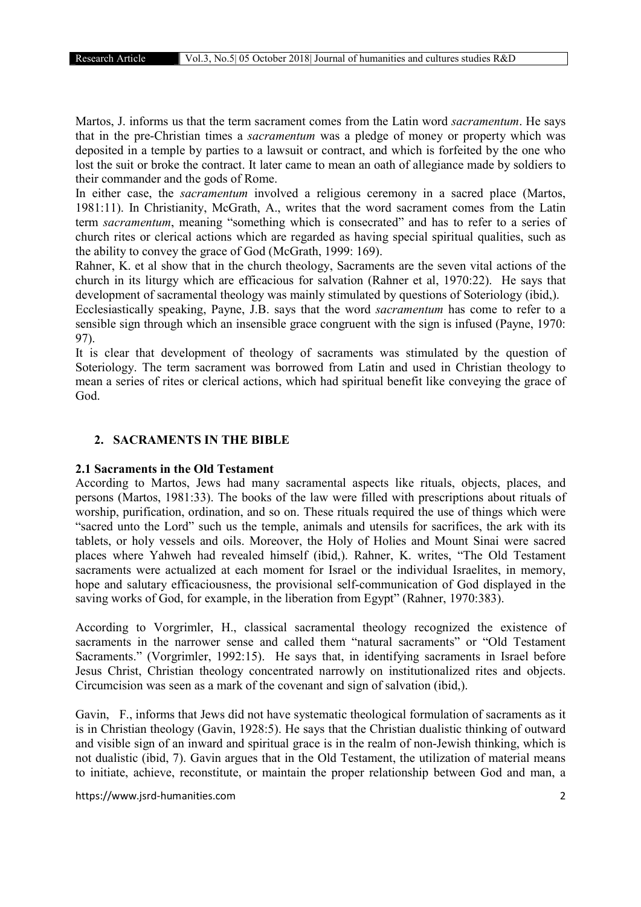Martos, J. informs us that the term sacrament comes from the Latin word *sacramentum*. He says that in the pre-Christian times a *sacramentum* was a pledge of money or property which was deposited in a temple by parties to a lawsuit or contract, and which is forfeited by the one who lost the suit or broke the contract. It later came to mean an oath of allegiance made by soldiers to their commander and the gods of Rome.

In either case, the *sacramentum* involved a religious ceremony in a sacred place (Martos, 1981:11). In Christianity, McGrath, A., writes that the word sacrament comes from the Latin term *sacramentum*, meaning "something which is consecrated" and has to refer to a series of church rites or clerical actions which are regarded as having special spiritual qualities, such as the ability to convey the grace of God (McGrath, 1999: 169).

Rahner, K. et al show that in the church theology, Sacraments are the seven vital actions of the church in its liturgy which are efficacious for salvation (Rahner et al, 1970:22). He says that development of sacramental theology was mainly stimulated by questions of Soteriology (ibid,).

Ecclesiastically speaking, Payne, J.B. says that the word *sacramentum* has come to refer to a sensible sign through which an insensible grace congruent with the sign is infused (Payne, 1970: 97).

It is clear that development of theology of sacraments was stimulated by the question of Soteriology. The term sacrament was borrowed from Latin and used in Christian theology to mean a series of rites or clerical actions, which had spiritual benefit like conveying the grace of God.

## 2. SACRAMENTS IN THE BIBLE

### 2.1 Sacraments in the Old Testament

According to Martos, Jews had many sacramental aspects like rituals, objects, places, and persons (Martos, 1981:33). The books of the law were filled with prescriptions about rituals of worship, purification, ordination, and so on. These rituals required the use of things which were "sacred unto the Lord" such us the temple, animals and utensils for sacrifices, the ark with its tablets, or holy vessels and oils. Moreover, the Holy of Holies and Mount Sinai were sacred places where Yahweh had revealed himself (ibid,). Rahner, K. writes, "The Old Testament sacraments were actualized at each moment for Israel or the individual Israelites, in memory, hope and salutary efficaciousness, the provisional self-communication of God displayed in the saving works of God, for example, in the liberation from Egypt" (Rahner, 1970:383).

According to Vorgrimler, H., classical sacramental theology recognized the existence of sacraments in the narrower sense and called them "natural sacraments" or "Old Testament Sacraments." (Vorgrimler, 1992:15). He says that, in identifying sacraments in Israel before Jesus Christ, Christian theology concentrated narrowly on institutionalized rites and objects. Circumcision was seen as a mark of the covenant and sign of salvation (ibid,).

Gavin, F., informs that Jews did not have systematic theological formulation of sacraments as it is in Christian theology (Gavin, 1928:5). He says that the Christian dualistic thinking of outward and visible sign of an inward and spiritual grace is in the realm of non-Jewish thinking, which is not dualistic (ibid, 7). Gavin argues that in the Old Testament, the utilization of material means to initiate, achieve, reconstitute, or maintain the proper relationship between God and man, a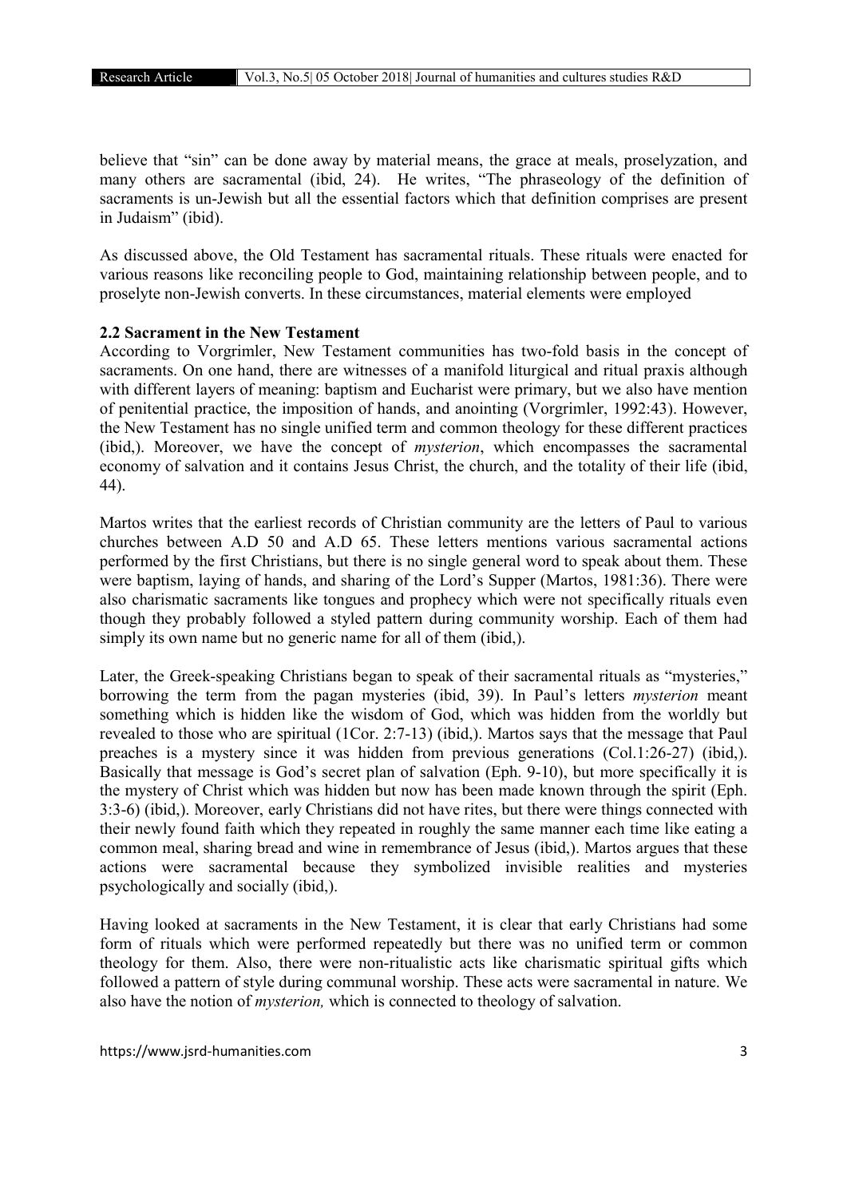believe that "sin" can be done away by material means, the grace at meals, proselyzation, and many others are sacramental (ibid, 24). He writes, "The phraseology of the definition of sacraments is un-Jewish but all the essential factors which that definition comprises are present in Judaism" (ibid).

As discussed above, the Old Testament has sacramental rituals. These rituals were enacted for various reasons like reconciling people to God, maintaining relationship between people, and to proselyte non-Jewish converts. In these circumstances, material elements were employed

### 2.2 Sacrament in the New Testament

According to Vorgrimler, New Testament communities has two-fold basis in the concept of sacraments. On one hand, there are witnesses of a manifold liturgical and ritual praxis although with different layers of meaning: baptism and Eucharist were primary, but we also have mention of penitential practice, the imposition of hands, and anointing (Vorgrimler, 1992:43). However, the New Testament has no single unified term and common theology for these different practices (ibid,). Moreover, we have the concept of *mysterion*, which encompasses the sacramental economy of salvation and it contains Jesus Christ, the church, and the totality of their life (ibid, 44).

Martos writes that the earliest records of Christian community are the letters of Paul to various churches between A.D 50 and A.D 65. These letters mentions various sacramental actions performed by the first Christians, but there is no single general word to speak about them. These were baptism, laying of hands, and sharing of the Lord's Supper (Martos, 1981:36). There were also charismatic sacraments like tongues and prophecy which were not specifically rituals even though they probably followed a styled pattern during community worship. Each of them had simply its own name but no generic name for all of them (ibid,).

Later, the Greek-speaking Christians began to speak of their sacramental rituals as "mysteries," borrowing the term from the pagan mysteries (ibid, 39). In Paul's letters *mysterion* meant something which is hidden like the wisdom of God, which was hidden from the worldly but revealed to those who are spiritual (1Cor. 2:7-13) (ibid,). Martos says that the message that Paul preaches is a mystery since it was hidden from previous generations (Col.1:26-27) (ibid,). Basically that message is God's secret plan of salvation (Eph. 9-10), but more specifically it is the mystery of Christ which was hidden but now has been made known through the spirit (Eph. 3:3-6) (ibid,). Moreover, early Christians did not have rites, but there were things connected with their newly found faith which they repeated in roughly the same manner each time like eating a common meal, sharing bread and wine in remembrance of Jesus (ibid,). Martos argues that these actions were sacramental because they symbolized invisible realities and mysteries psychologically and socially (ibid,).

Having looked at sacraments in the New Testament, it is clear that early Christians had some form of rituals which were performed repeatedly but there was no unified term or common theology for them. Also, there were non-ritualistic acts like charismatic spiritual gifts which followed a pattern of style during communal worship. These acts were sacramental in nature. We also have the notion of *mysterion,* which is connected to theology of salvation.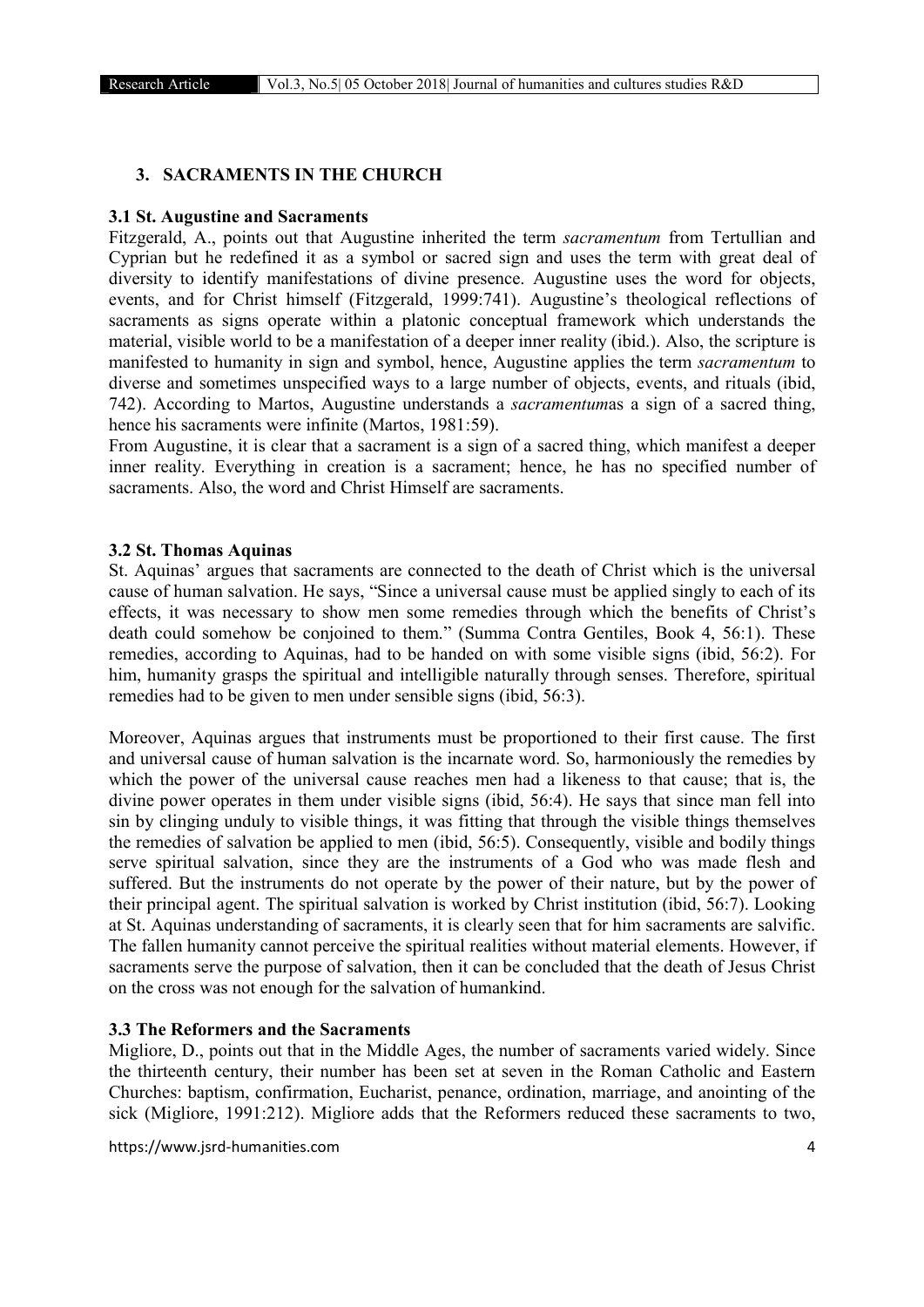## 3. SACRAMENTS IN THE CHURCH

### 3.1 St. Augustine and Sacraments

Fitzgerald, A., points out that Augustine inherited the term *sacramentum* from Tertullian and Cyprian but he redefined it as a symbol or sacred sign and uses the term with great deal of diversity to identify manifestations of divine presence. Augustine uses the word for objects, events, and for Christ himself (Fitzgerald, 1999:741). Augustine's theological reflections of sacraments as signs operate within a platonic conceptual framework which understands the material, visible world to be a manifestation of a deeper inner reality (ibid.). Also, the scripture is manifested to humanity in sign and symbol, hence, Augustine applies the term *sacramentum* to diverse and sometimes unspecified ways to a large number of objects, events, and rituals (ibid, 742). According to Martos, Augustine understands a *sacramentum*as a sign of a sacred thing, hence his sacraments were infinite (Martos, 1981:59).

From Augustine, it is clear that a sacrament is a sign of a sacred thing, which manifest a deeper inner reality. Everything in creation is a sacrament; hence, he has no specified number of sacraments. Also, the word and Christ Himself are sacraments.

### 3.2 St. Thomas Aquinas

St. Aquinas' argues that sacraments are connected to the death of Christ which is the universal cause of human salvation. He says, "Since a universal cause must be applied singly to each of its effects, it was necessary to show men some remedies through which the benefits of Christ's death could somehow be conjoined to them." (Summa Contra Gentiles, Book 4, 56:1). These remedies, according to Aquinas, had to be handed on with some visible signs (ibid, 56:2). For him, humanity grasps the spiritual and intelligible naturally through senses. Therefore, spiritual remedies had to be given to men under sensible signs (ibid, 56:3).

Moreover, Aquinas argues that instruments must be proportioned to their first cause. The first and universal cause of human salvation is the incarnate word. So, harmoniously the remedies by which the power of the universal cause reaches men had a likeness to that cause; that is, the divine power operates in them under visible signs (ibid, 56:4). He says that since man fell into sin by clinging unduly to visible things, it was fitting that through the visible things themselves the remedies of salvation be applied to men (ibid, 56:5). Consequently, visible and bodily things serve spiritual salvation, since they are the instruments of a God who was made flesh and suffered. But the instruments do not operate by the power of their nature, but by the power of their principal agent. The spiritual salvation is worked by Christ institution (ibid, 56:7). Looking at St. Aquinas understanding of sacraments, it is clearly seen that for him sacraments are salvific. The fallen humanity cannot perceive the spiritual realities without material elements. However, if sacraments serve the purpose of salvation, then it can be concluded that the death of Jesus Christ on the cross was not enough for the salvation of humankind.

### 3.3 The Reformers and the Sacraments

Migliore, D., points out that in the Middle Ages, the number of sacraments varied widely. Since the thirteenth century, their number has been set at seven in the Roman Catholic and Eastern Churches: baptism, confirmation, Eucharist, penance, ordination, marriage, and anointing of the sick (Migliore, 1991:212). Migliore adds that the Reformers reduced these sacraments to two,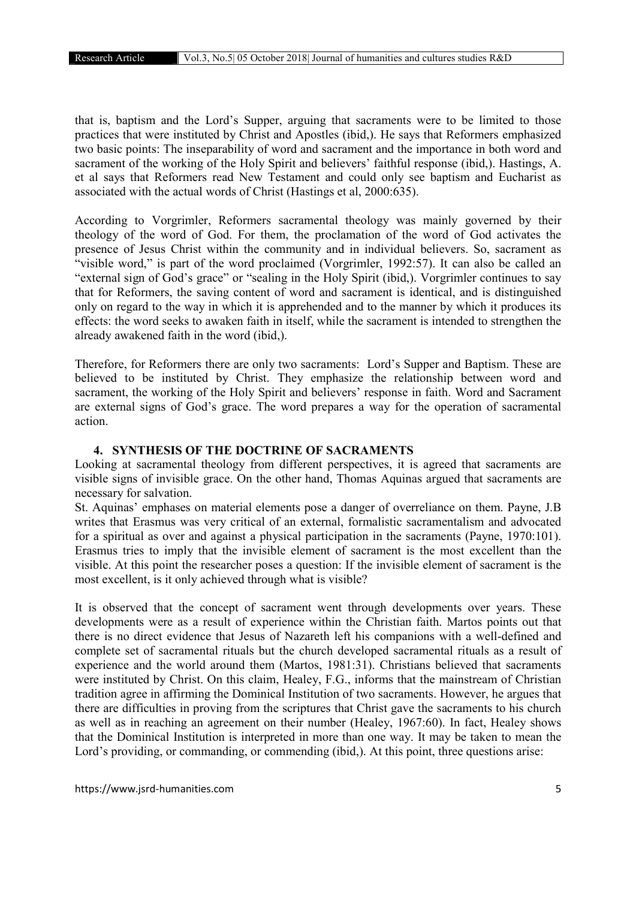that is, baptism and the Lord's Supper, arguing that sacraments were to be limited to those practices that were instituted by Christ and Apostles (ibid,). He says that Reformers emphasized two basic points: The inseparability of word and sacrament and the importance in both word and sacrament of the working of the Holy Spirit and believers' faithful response (ibid,). Hastings, A. et al says that Reformers read New Testament and could only see baptism and Eucharist as associated with the actual words of Christ (Hastings et al, 2000:635).

According to Vorgrimler, Reformers sacramental theology was mainly governed by their theology of the word of God. For them, the proclamation of the word of God activates the presence of Jesus Christ within the community and in individual believers. So, sacrament as "visible word," is part of the word proclaimed (Vorgrimler, 1992:57). It can also be called an "external sign of God's grace" or "sealing in the Holy Spirit (ibid,). Vorgrimler continues to say that for Reformers, the saving content of word and sacrament is identical, and is distinguished only on regard to the way in which it is apprehended and to the manner by which it produces its effects: the word seeks to awaken faith in itself, while the sacrament is intended to strengthen the already awakened faith in the word (ibid,).

Therefore, for Reformers there are only two sacraments: Lord's Supper and Baptism. These are believed to be instituted by Christ. They emphasize the relationship between word and sacrament, the working of the Holy Spirit and believers' response in faith. Word and Sacrament are external signs of God's grace. The word prepares a way for the operation of sacramental action.

## 4. SYNTHESIS OF THE DOCTRINE OF SACRAMENTS

Looking at sacramental theology from different perspectives, it is agreed that sacraments are visible signs of invisible grace. On the other hand, Thomas Aquinas argued that sacraments are necessary for salvation.

St. Aquinas' emphases on material elements pose a danger of overreliance on them. Payne, J.B writes that Erasmus was very critical of an external, formalistic sacramentalism and advocated for a spiritual as over and against a physical participation in the sacraments (Payne, 1970:101). Erasmus tries to imply that the invisible element of sacrament is the most excellent than the visible. At this point the researcher poses a question: If the invisible element of sacrament is the most excellent, is it only achieved through what is visible?

It is observed that the concept of sacrament went through developments over years. These developments were as a result of experience within the Christian faith. Martos points out that there is no direct evidence that Jesus of Nazareth left his companions with a well-defined and complete set of sacramental rituals but the church developed sacramental rituals as a result of experience and the world around them (Martos, 1981:31). Christians believed that sacraments were instituted by Christ. On this claim, Healey, F.G., informs that the mainstream of Christian tradition agree in affirming the Dominical Institution of two sacraments. However, he argues that there are difficulties in proving from the scriptures that Christ gave the sacraments to his church as well as in reaching an agreement on their number (Healey, 1967:60). In fact, Healey shows that the Dominical Institution is interpreted in more than one way. It may be taken to mean the Lord's providing, or commanding, or commending (ibid,). At this point, three questions arise: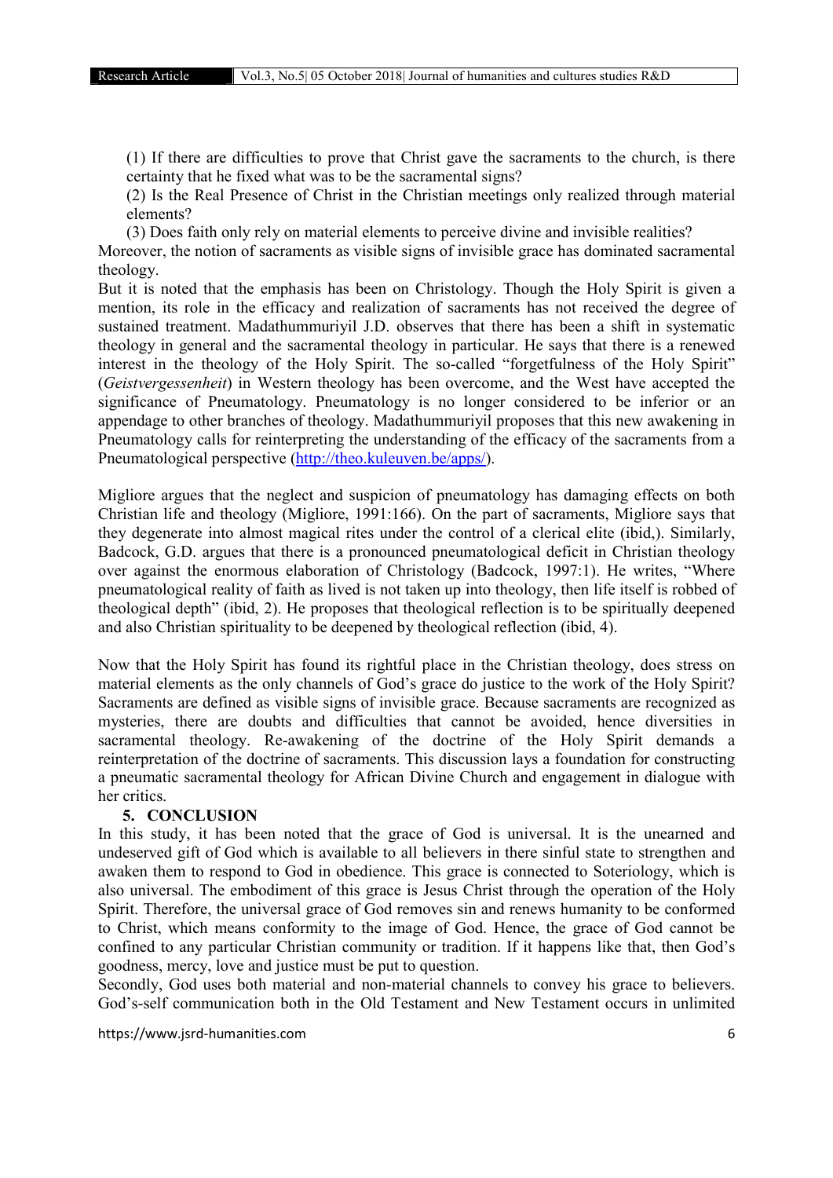(1) If there are difficulties to prove that Christ gave the sacraments to the church, is there certainty that he fixed what was to be the sacramental signs?

(2) Is the Real Presence of Christ in the Christian meetings only realized through material elements?

(3) Does faith only rely on material elements to perceive divine and invisible realities?

Moreover, the notion of sacraments as visible signs of invisible grace has dominated sacramental theology.

But it is noted that the emphasis has been on Christology. Though the Holy Spirit is given a mention, its role in the efficacy and realization of sacraments has not received the degree of sustained treatment. Madathummuriyil J.D. observes that there has been a shift in systematic theology in general and the sacramental theology in particular. He says that there is a renewed interest in the theology of the Holy Spirit. The so-called "forgetfulness of the Holy Spirit" (*Geistvergessenheit*) in Western theology has been overcome, and the West have accepted the significance of Pneumatology. Pneumatology is no longer considered to be inferior or an appendage to other branches of theology. Madathummuriyil proposes that this new awakening in Pneumatology calls for reinterpreting the understanding of the efficacy of the sacraments from a Pneumatological perspective (http://theo.kuleuven.be/apps/).

Migliore argues that the neglect and suspicion of pneumatology has damaging effects on both Christian life and theology (Migliore, 1991:166). On the part of sacraments, Migliore says that they degenerate into almost magical rites under the control of a clerical elite (ibid,). Similarly, Badcock, G.D. argues that there is a pronounced pneumatological deficit in Christian theology over against the enormous elaboration of Christology (Badcock, 1997:1). He writes, "Where pneumatological reality of faith as lived is not taken up into theology, then life itself is robbed of theological depth" (ibid, 2). He proposes that theological reflection is to be spiritually deepened and also Christian spirituality to be deepened by theological reflection (ibid, 4).

Now that the Holy Spirit has found its rightful place in the Christian theology, does stress on material elements as the only channels of God's grace do justice to the work of the Holy Spirit? Sacraments are defined as visible signs of invisible grace. Because sacraments are recognized as mysteries, there are doubts and difficulties that cannot be avoided, hence diversities in sacramental theology. Re-awakening of the doctrine of the Holy Spirit demands a reinterpretation of the doctrine of sacraments. This discussion lays a foundation for constructing a pneumatic sacramental theology for African Divine Church and engagement in dialogue with her critics.

## 5. CONCLUSION

In this study, it has been noted that the grace of God is universal. It is the unearned and undeserved gift of God which is available to all believers in there sinful state to strengthen and awaken them to respond to God in obedience. This grace is connected to Soteriology, which is also universal. The embodiment of this grace is Jesus Christ through the operation of the Holy Spirit. Therefore, the universal grace of God removes sin and renews humanity to be conformed to Christ, which means conformity to the image of God. Hence, the grace of God cannot be confined to any particular Christian community or tradition. If it happens like that, then God's goodness, mercy, love and justice must be put to question.

Secondly, God uses both material and non-material channels to convey his grace to believers. God's-self communication both in the Old Testament and New Testament occurs in unlimited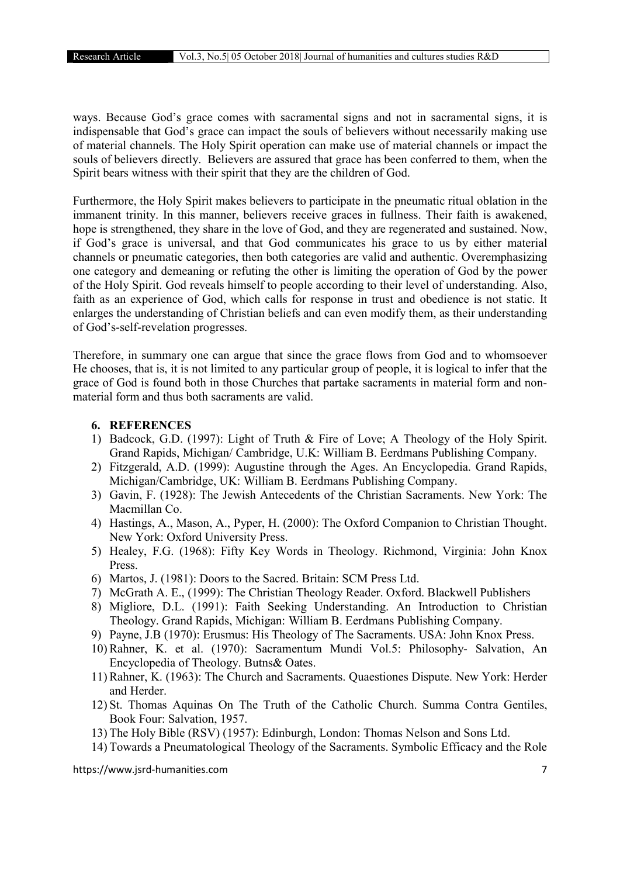ways. Because God's grace comes with sacramental signs and not in sacramental signs, it is indispensable that God's grace can impact the souls of believers without necessarily making use of material channels. The Holy Spirit operation can make use of material channels or impact the souls of believers directly. Believers are assured that grace has been conferred to them, when the Spirit bears witness with their spirit that they are the children of God.

Furthermore, the Holy Spirit makes believers to participate in the pneumatic ritual oblation in the immanent trinity. In this manner, believers receive graces in fullness. Their faith is awakened, hope is strengthened, they share in the love of God, and they are regenerated and sustained. Now, if God's grace is universal, and that God communicates his grace to us by either material channels or pneumatic categories, then both categories are valid and authentic. Overemphasizing one category and demeaning or refuting the other is limiting the operation of God by the power of the Holy Spirit. God reveals himself to people according to their level of understanding. Also, faith as an experience of God, which calls for response in trust and obedience is not static. It enlarges the understanding of Christian beliefs and can even modify them, as their understanding of God's-self-revelation progresses.

Therefore, in summary one can argue that since the grace flows from God and to whomsoever He chooses, that is, it is not limited to any particular group of people, it is logical to infer that the grace of God is found both in those Churches that partake sacraments in material form and non-material form and thus both sacraments are valid.

## 6. REFERENCES

1) Badcock, G.D. (1997): Light of Truth & Fire of Love; A Theology of the Holy Spirit. Grand Rapids, Michigan/ Cambridge, U.K: William B. Eerdmans Publishing Company.
2) Fitzgerald, A.D. (1999): Augustine through the Ages. An Encyclopedia. Grand Rapids, Michigan/Cambridge, UK: William B. Eerdmans Publishing Company.
3) Gavin, F. (1928): The Jewish Antecedents of the Christian Sacraments. New York: The Macmillan Co.
4) Hastings, A., Mason, A., Pyper, H. (2000): The Oxford Companion to Christian Thought. New York: Oxford University Press.
5) Healey, F.G. (1968): Fifty Key Words in Theology. Richmond, Virginia: John Knox Press.
6) Martos, J. (1981): Doors to the Sacred. Britain: SCM Press Ltd.
7) McGrath A. E., (1999): The Christian Theology Reader. Oxford. Blackwell Publishers
8) Migliore, D.L. (1991): Faith Seeking Understanding. An Introduction to Christian Theology. Grand Rapids, Michigan: William B. Eerdmans Publishing Company.
9) Payne, J.B (1970): Erusmus: His Theology of The Sacraments. USA: John Knox Press.
10) Rahner, K. et al. (1970): Sacramentum Mundi Vol.5: Philosophy- Salvation, An Encyclopedia of Theology. Butns& Oates.
11) Rahner, K. (1963): The Church and Sacraments. Quaestiones Dispute. New York: Herder and Herder.
12) St. Thomas Aquinas On The Truth of the Catholic Church. Summa Contra Gentiles, Book Four: Salvation, 1957.
13) The Holy Bible (RSV) (1957): Edinburgh, London: Thomas Nelson and Sons Ltd.
14) Towards a Pneumatological Theology of the Sacraments. Symbolic Efficacy and the Role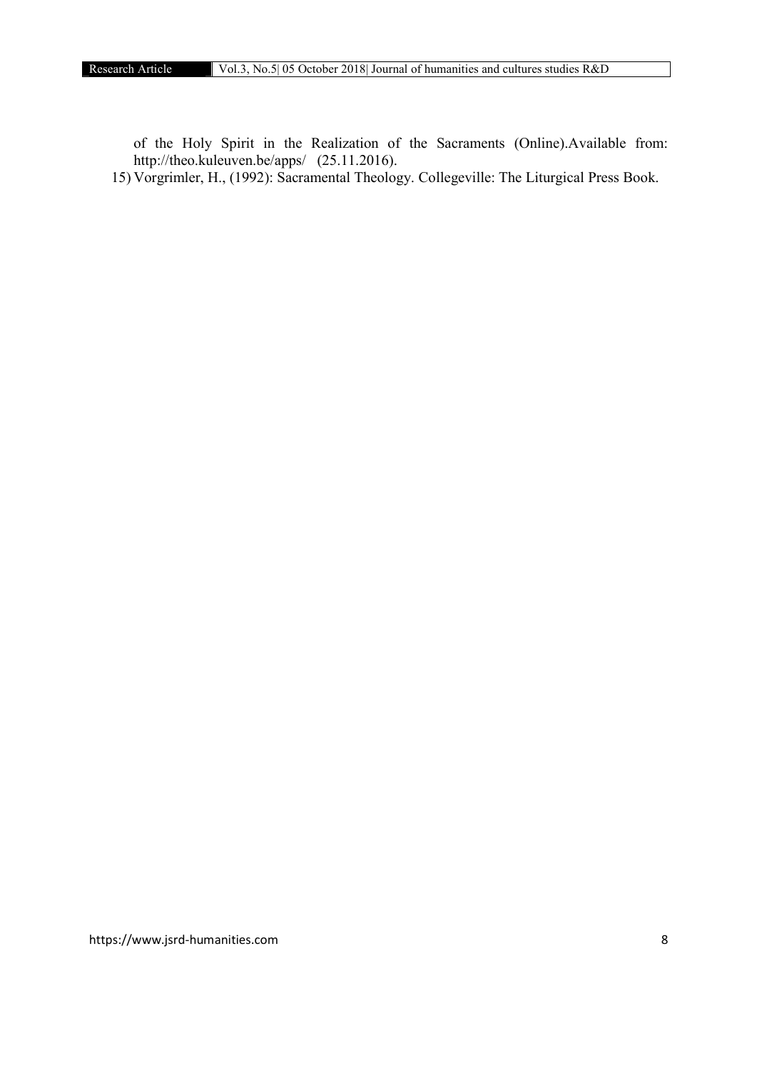of the Holy Spirit in the Realization of the Sacraments (Online).Available from: http://theo.kuleuven.be/apps/ (25.11.2016).

15) Vorgrimler, H., (1992): Sacramental Theology. Collegeville: The Liturgical Press Book.